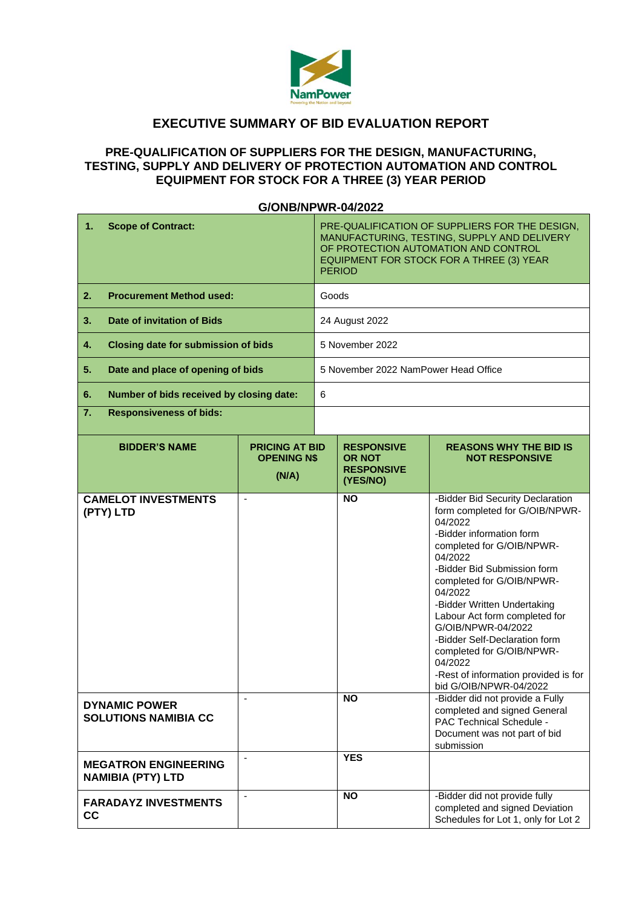# EXECUTIVE SUMMARY OF BID EVALUATION REPORT

## PRE-QUALIFICATION OF SUPPLIERS FOR THE DESIGN, MANUFACTURING, TESTING, SUPPLY AND DELIVERY OF PROTECTION AUTOMATION AND CONTROL EQUIPMENT FOR STOCK FOR A THREE (3) YEAR PERIOD

**G/ONB/NPWR-04/2022**

| | |
|---|---|
| **1. Scope of Contract:** | PRE-QUALIFICATION OF SUPPLIERS FOR THE DESIGN, MANUFACTURING, TESTING, SUPPLY AND DELIVERY OF PROTECTION AUTOMATION AND CONTROL EQUIPMENT FOR STOCK FOR A THREE (3) YEAR PERIOD |
| **2. Procurement Method used:** | Goods |
| **3. Date of invitation of Bids** | 24 August 2022 |
| **4. Closing date for submission of bids** | 5 November 2022 |
| **5. Date and place of opening of bids** | 5 November 2022 NamPower Head Office |
| **6. Number of bids received by closing date:** | 6 |
| **7. Responsiveness of bids:** | |

| BIDDER'S NAME | PRICING AT BID OPENING N$ (N/A) | RESPONSIVE OR NOT RESPONSIVE (YES/NO) | REASONS WHY THE BID IS NOT RESPONSIVE |
|---|---|---|---|
| **CAMELOT INVESTMENTS (PTY) LTD** | - | **NO** | -Bidder Bid Security Declaration form completed for G/OIB/NPWR-04/2022<br>-Bidder information form completed for G/OIB/NPWR-04/2022<br>-Bidder Bid Submission form completed for G/OIB/NPWR-04/2022<br>-Bidder Written Undertaking Labour Act form completed for G/OIB/NPWR-04/2022<br>-Bidder Self-Declaration form completed for G/OIB/NPWR-04/2022<br>-Rest of information provided is for bid G/OIB/NPWR-04/2022 |
| **DYNAMIC POWER SOLUTIONS NAMIBIA CC** | - | **NO** | -Bidder did not provide a Fully completed and signed General PAC Technical Schedule - Document was not part of bid submission |
| **MEGATRON ENGINEERING NAMIBIA (PTY) LTD** | - | **YES** | |
| **FARADAYZ INVESTMENTS CC** | - | **NO** | -Bidder did not provide fully completed and signed Deviation Schedules for Lot 1, only for Lot 2 |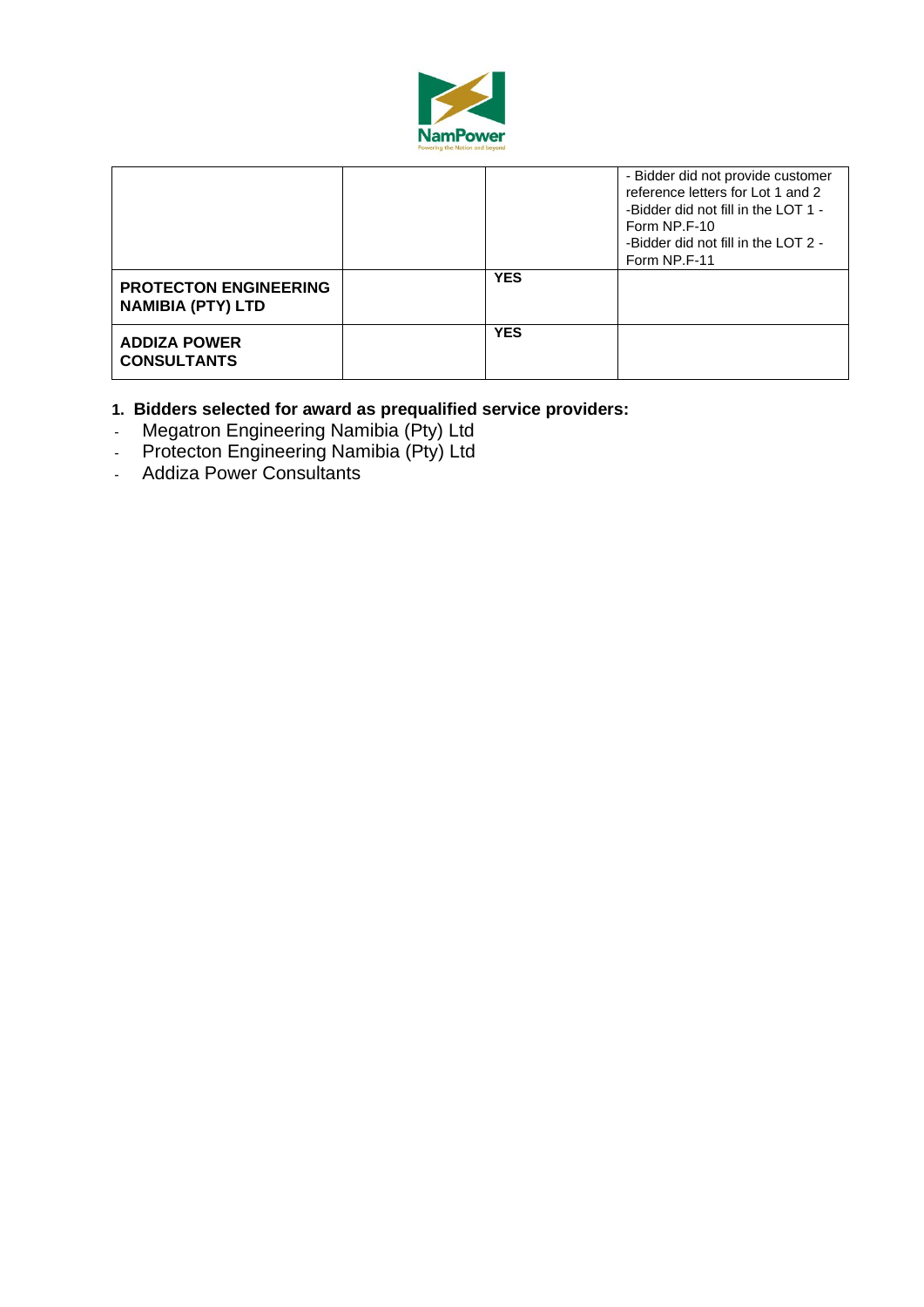| | | | |
|---|---|---|---|
| | | | - Bidder did not provide customer reference letters for Lot 1 and 2<br>-Bidder did not fill in the LOT 1 - Form NP.F-10<br>-Bidder did not fill in the LOT 2 - Form NP.F-11 |
| **PROTECTON ENGINEERING NAMIBIA (PTY) LTD** | | **YES** | |
| **ADDIZA POWER CONSULTANTS** | | **YES** | |

1. **Bidders selected for award as prequalified service providers:**

- Megatron Engineering Namibia (Pty) Ltd
- Protecton Engineering Namibia (Pty) Ltd
- Addiza Power Consultants